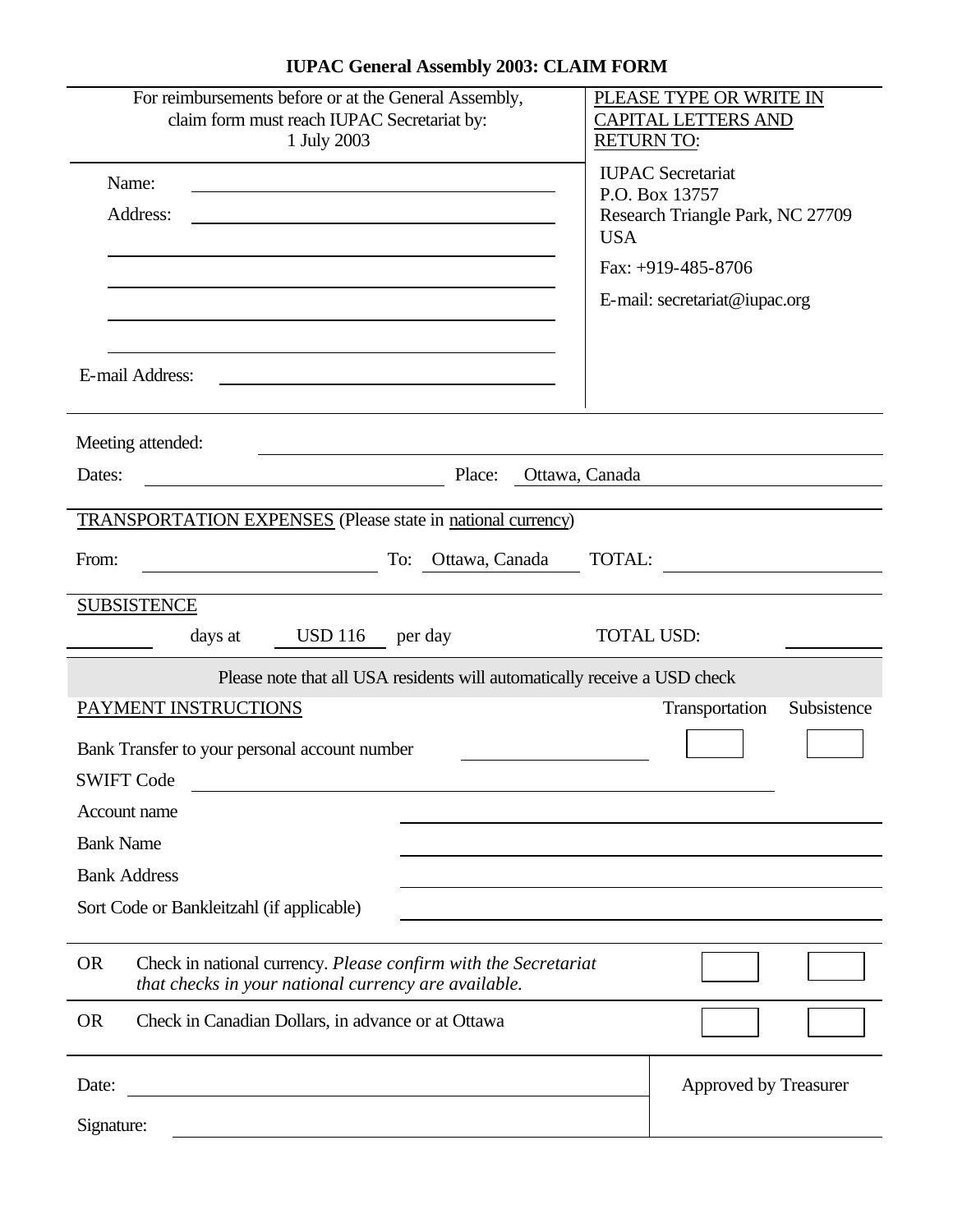# IUPAC General Assembly 2003: CLAIM FORM

For reimbursements before or at the General Assembly, claim form must reach IUPAC Secretariat by: 1 July 2003

PLEASE TYPE OR WRITE IN CAPITAL LETTERS AND RETURN TO:

IUPAC Secretariat
P.O. Box 13757
Research Triangle Park, NC 27709
USA

Fax: +919-485-8706

E-mail: secretariat@iupac.org

Name: ______________________

Address: ______________________

______________________

______________________

______________________

______________________

E-mail Address: ______________________

Meeting attended: ______________________

Dates: ______________________ Place: Ottawa, Canada

TRANSPORTATION EXPENSES (Please state in national currency)

From: ______________________ To: Ottawa, Canada TOTAL: ______________________

SUBSISTENCE

________ days at USD 116 per day TOTAL USD: ________

Please note that all USA residents will automatically receive a USD check

| PAYMENT INSTRUCTIONS | Transportation | Subsistence |
|---|---|---|
| Bank Transfer to your personal account number ______________ | ☐ | ☐ |

SWIFT Code ______________________

Account name ______________________

Bank Name ______________________

Bank Address ______________________

Sort Code or Bankleitzahl (if applicable) ______________________

| | Transportation | Subsistence |
|---|---|---|
| OR Check in national currency. *Please confirm with the Secretariat that checks in your national currency are available.* | ☐ | ☐ |
| OR Check in Canadian Dollars, in advance or at Ottawa | ☐ | ☐ |

Date: ______________________

Signature: ______________________

Approved by Treasurer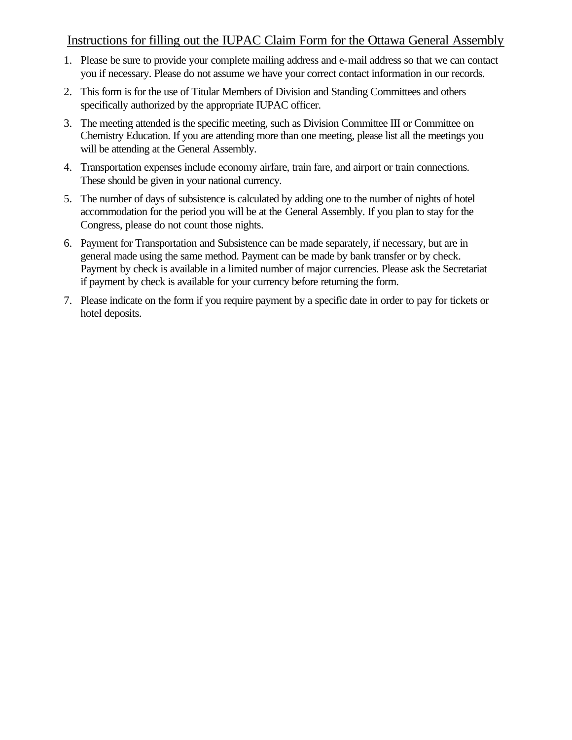# Instructions for filling out the IUPAC Claim Form for the Ottawa General Assembly

1. Please be sure to provide your complete mailing address and e-mail address so that we can contact you if necessary. Please do not assume we have your correct contact information in our records.
2. This form is for the use of Titular Members of Division and Standing Committees and others specifically authorized by the appropriate IUPAC officer.
3. The meeting attended is the specific meeting, such as Division Committee III or Committee on Chemistry Education. If you are attending more than one meeting, please list all the meetings you will be attending at the General Assembly.
4. Transportation expenses include economy airfare, train fare, and airport or train connections. These should be given in your national currency.
5. The number of days of subsistence is calculated by adding one to the number of nights of hotel accommodation for the period you will be at the General Assembly. If you plan to stay for the Congress, please do not count those nights.
6. Payment for Transportation and Subsistence can be made separately, if necessary, but are in general made using the same method. Payment can be made by bank transfer or by check. Payment by check is available in a limited number of major currencies. Please ask the Secretariat if payment by check is available for your currency before returning the form.
7. Please indicate on the form if you require payment by a specific date in order to pay for tickets or hotel deposits.